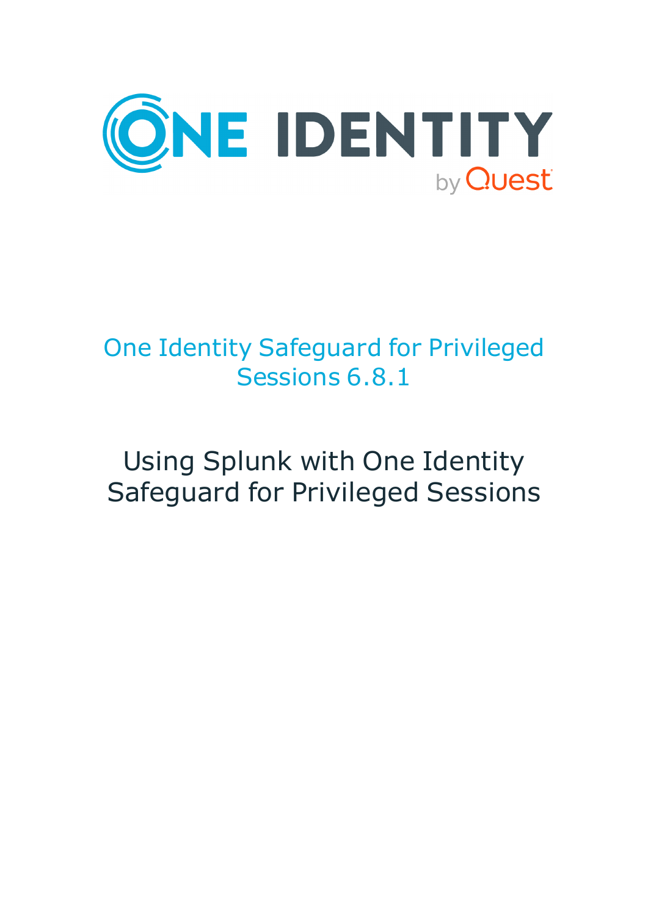ONE IDENTITY by Quest

# One Identity Safeguard for Privileged Sessions 6.8.1

## Using Splunk with One Identity Safeguard for Privileged Sessions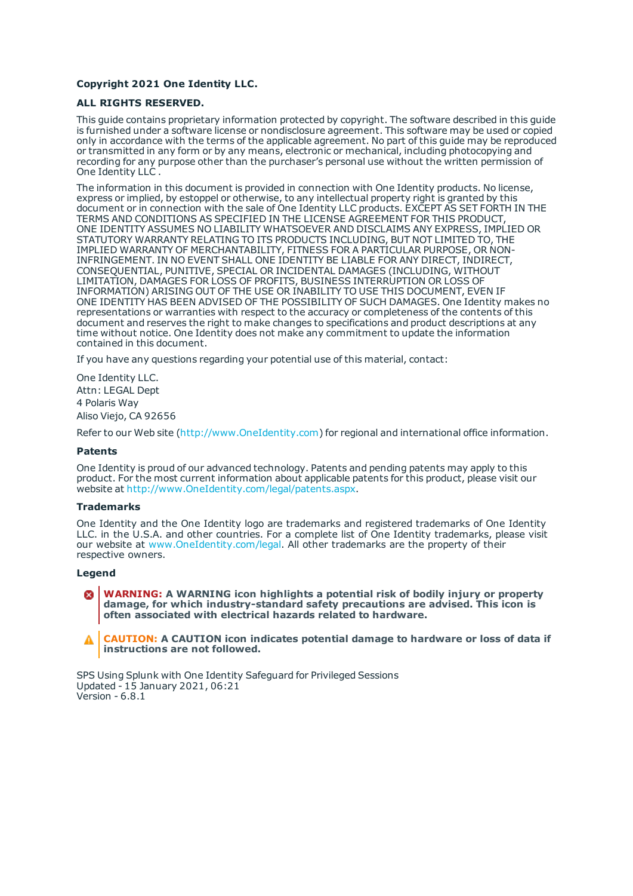**Copyright 2021 One Identity LLC.**

**ALL RIGHTS RESERVED.**

This guide contains proprietary information protected by copyright. The software described in this guide is furnished under a software license or nondisclosure agreement. This software may be used or copied only in accordance with the terms of the applicable agreement. No part of this guide may be reproduced or transmitted in any form or by any means, electronic or mechanical, including photocopying and recording for any purpose other than the purchaser's personal use without the written permission of One Identity LLC .

The information in this document is provided in connection with One Identity products. No license, express or implied, by estoppel or otherwise, to any intellectual property right is granted by this document or in connection with the sale of One Identity LLC products. EXCEPT AS SET FORTH IN THE TERMS AND CONDITIONS AS SPECIFIED IN THE LICENSE AGREEMENT FOR THIS PRODUCT, ONE IDENTITY ASSUMES NO LIABILITY WHATSOEVER AND DISCLAIMS ANY EXPRESS, IMPLIED OR STATUTORY WARRANTY RELATING TO ITS PRODUCTS INCLUDING, BUT NOT LIMITED TO, THE IMPLIED WARRANTY OF MERCHANTABILITY, FITNESS FOR A PARTICULAR PURPOSE, OR NON-INFRINGEMENT. IN NO EVENT SHALL ONE IDENTITY BE LIABLE FOR ANY DIRECT, INDIRECT, CONSEQUENTIAL, PUNITIVE, SPECIAL OR INCIDENTAL DAMAGES (INCLUDING, WITHOUT LIMITATION, DAMAGES FOR LOSS OF PROFITS, BUSINESS INTERRUPTION OR LOSS OF INFORMATION) ARISING OUT OF THE USE OR INABILITY TO USE THIS DOCUMENT, EVEN IF ONE IDENTITY HAS BEEN ADVISED OF THE POSSIBILITY OF SUCH DAMAGES. One Identity makes no representations or warranties with respect to the accuracy or completeness of the contents of this document and reserves the right to make changes to specifications and product descriptions at any time without notice. One Identity does not make any commitment to update the information contained in this document.

If you have any questions regarding your potential use of this material, contact:

One Identity LLC.  
Attn: LEGAL Dept  
4 Polaris Way  
Aliso Viejo, CA 92656

Refer to our Web site (http://www.OneIdentity.com) for regional and international office information.

**Patents**

One Identity is proud of our advanced technology. Patents and pending patents may apply to this product. For the most current information about applicable patents for this product, please visit our website at http://www.OneIdentity.com/legal/patents.aspx.

**Trademarks**

One Identity and the One Identity logo are trademarks and registered trademarks of One Identity LLC. in the U.S.A. and other countries. For a complete list of One Identity trademarks, please visit our website at www.OneIdentity.com/legal. All other trademarks are the property of their respective owners.

**Legend**

**WARNING: A WARNING icon highlights a potential risk of bodily injury or property damage, for which industry-standard safety precautions are advised. This icon is often associated with electrical hazards related to hardware.**

**CAUTION: A CAUTION icon indicates potential damage to hardware or loss of data if instructions are not followed.**

SPS Using Splunk with One Identity Safeguard for Privileged Sessions  
Updated - 15 January 2021, 06:21  
Version - 6.8.1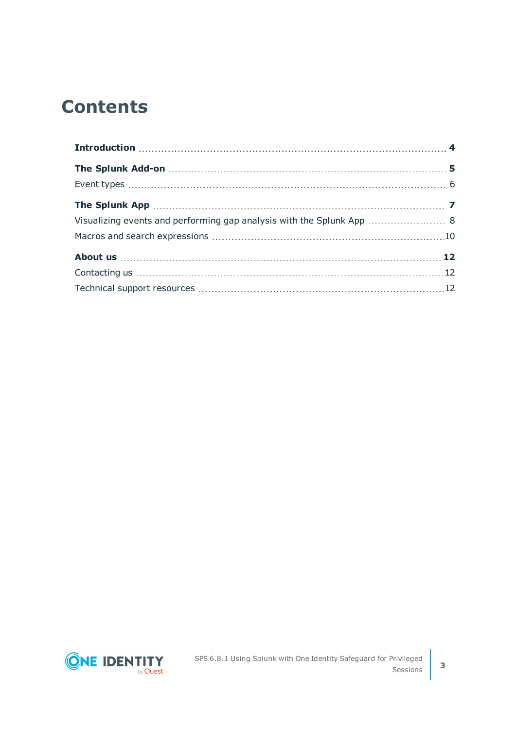# Contents

**Introduction** 4

**The Splunk Add-on** 5

Event types 6

**The Splunk App** 7

Visualizing events and performing gap analysis with the Splunk App 8

Macros and search expressions 10

**About us** 12

Contacting us 12

Technical support resources 12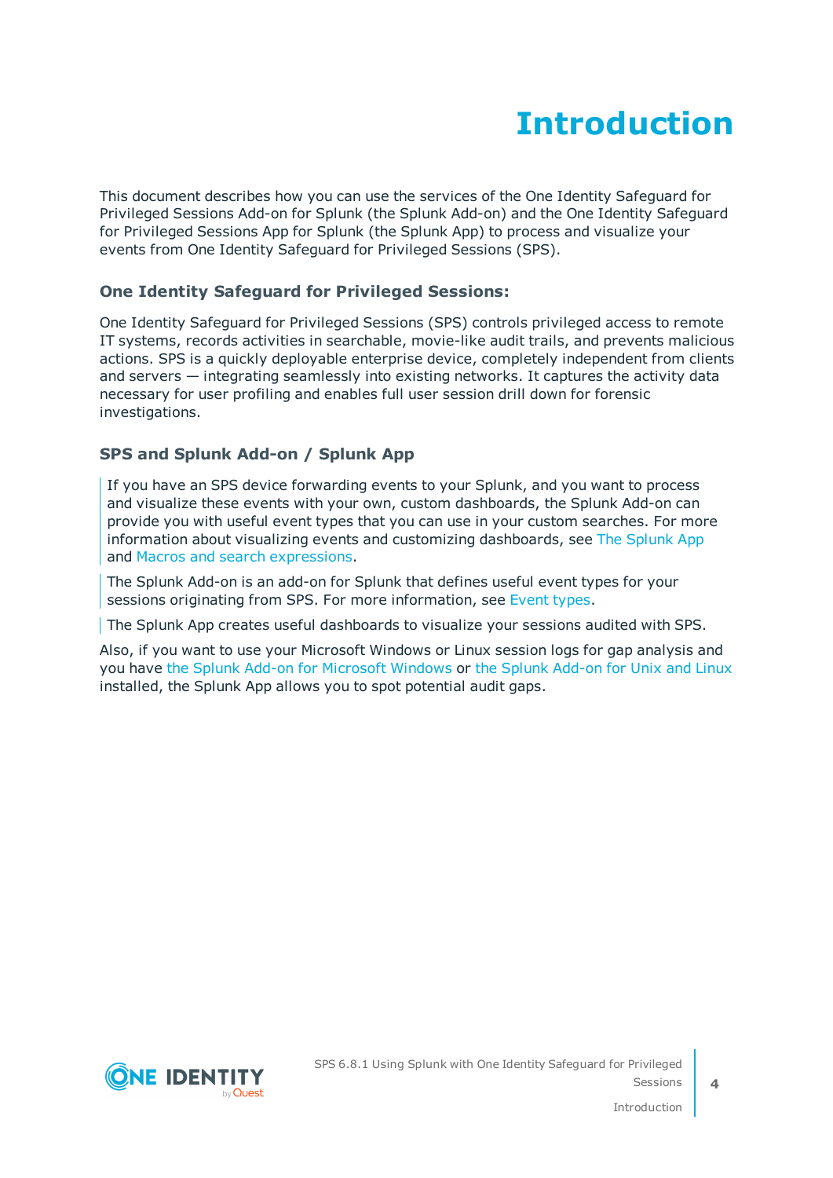# Introduction

This document describes how you can use the services of the One Identity Safeguard for Privileged Sessions Add-on for Splunk (the Splunk Add-on) and the One Identity Safeguard for Privileged Sessions App for Splunk (the Splunk App) to process and visualize your events from One Identity Safeguard for Privileged Sessions (SPS).

### One Identity Safeguard for Privileged Sessions:

One Identity Safeguard for Privileged Sessions (SPS) controls privileged access to remote IT systems, records activities in searchable, movie-like audit trails, and prevents malicious actions. SPS is a quickly deployable enterprise device, completely independent from clients and servers — integrating seamlessly into existing networks. It captures the activity data necessary for user profiling and enables full user session drill down for forensic investigations.

### SPS and Splunk Add-on / Splunk App

If you have an SPS device forwarding events to your Splunk, and you want to process and visualize these events with your own, custom dashboards, the Splunk Add-on can provide you with useful event types that you can use in your custom searches. For more information about visualizing events and customizing dashboards, see The Splunk App and Macros and search expressions.

The Splunk Add-on is an add-on for Splunk that defines useful event types for your sessions originating from SPS. For more information, see Event types.

The Splunk App creates useful dashboards to visualize your sessions audited with SPS.

Also, if you want to use your Microsoft Windows or Linux session logs for gap analysis and you have the Splunk Add-on for Microsoft Windows or the Splunk Add-on for Unix and Linux installed, the Splunk App allows you to spot potential audit gaps.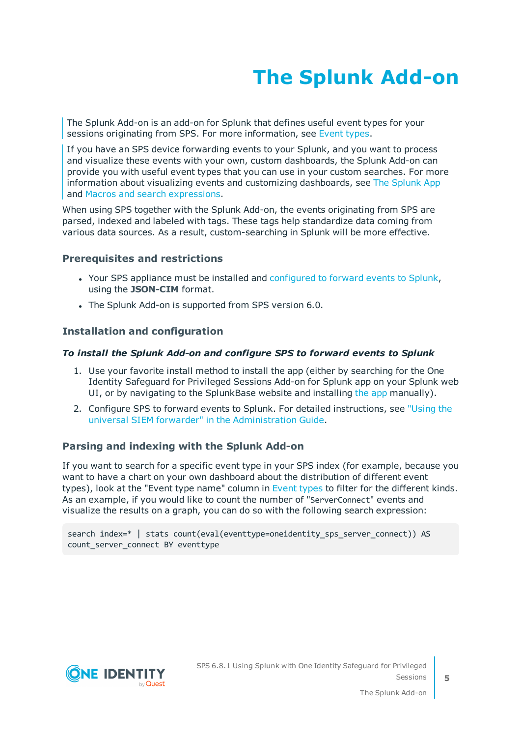# The Splunk Add-on

The Splunk Add-on is an add-on for Splunk that defines useful event types for your sessions originating from SPS. For more information, see Event types.

If you have an SPS device forwarding events to your Splunk, and you want to process and visualize these events with your own, custom dashboards, the Splunk Add-on can provide you with useful event types that you can use in your custom searches. For more information about visualizing events and customizing dashboards, see The Splunk App and Macros and search expressions.

When using SPS together with the Splunk Add-on, the events originating from SPS are parsed, indexed and labeled with tags. These tags help standardize data coming from various data sources. As a result, custom-searching in Splunk will be more effective.

### Prerequisites and restrictions

- Your SPS appliance must be installed and configured to forward events to Splunk, using the **JSON-CIM** format.
- The Splunk Add-on is supported from SPS version 6.0.

### Installation and configuration

***To install the Splunk Add-on and configure SPS to forward events to Splunk***

1. Use your favorite install method to install the app (either by searching for the One Identity Safeguard for Privileged Sessions Add-on for Splunk app on your Splunk web UI, or by navigating to the SplunkBase website and installing the app manually).
2. Configure SPS to forward events to Splunk. For detailed instructions, see "Using the universal SIEM forwarder" in the Administration Guide.

### Parsing and indexing with the Splunk Add-on

If you want to search for a specific event type in your SPS index (for example, because you want to have a chart on your own dashboard about the distribution of different event types), look at the "Event type name" column in Event types to filter for the different kinds. As an example, if you would like to count the number of "`ServerConnect`" events and visualize the results on a graph, you can do so with the following search expression:

```
search index=* | stats count(eval(eventtype=oneidentity_sps_server_connect)) AS
count_server_connect BY eventtype
```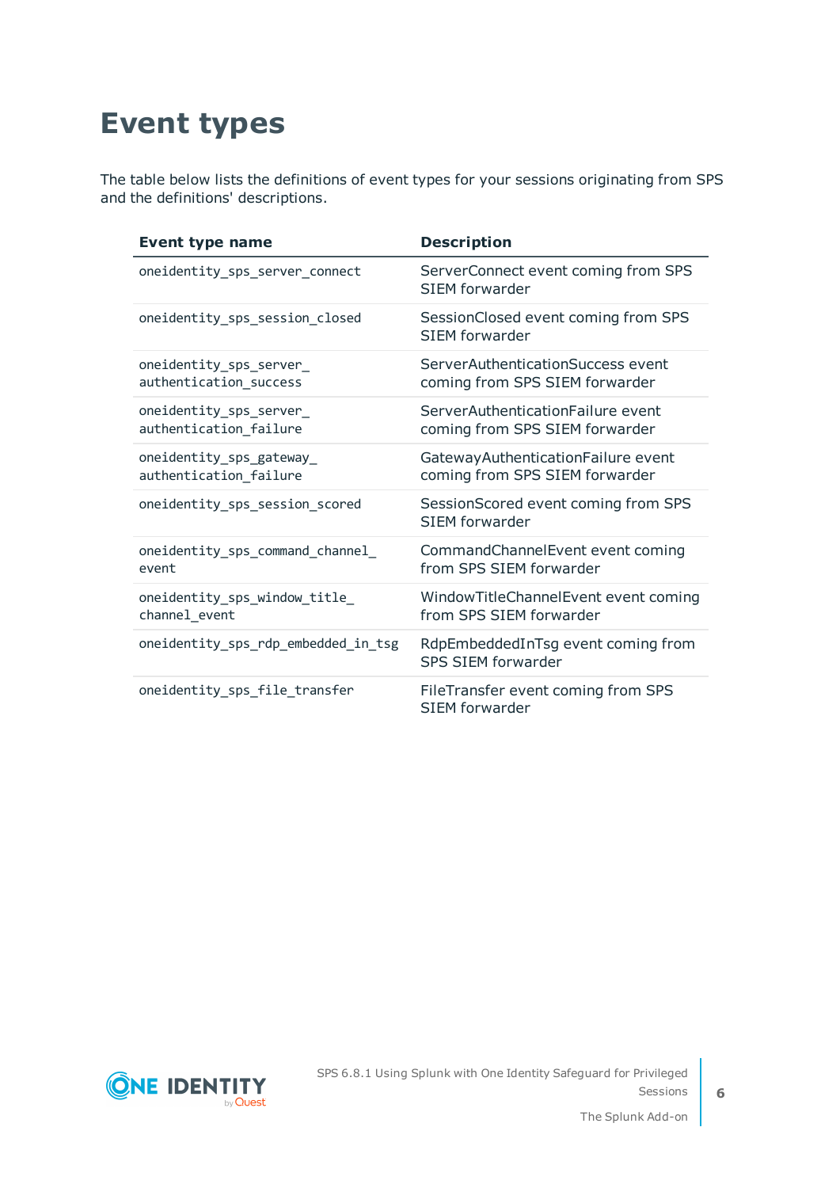# Event types

The table below lists the definitions of event types for your sessions originating from SPS and the definitions' descriptions.

| Event type name | Description |
|---|---|
| oneidentity_sps_server_connect | ServerConnect event coming from SPS SIEM forwarder |
| oneidentity_sps_session_closed | SessionClosed event coming from SPS SIEM forwarder |
| oneidentity_sps_server_authentication_success | ServerAuthenticationSuccess event coming from SPS SIEM forwarder |
| oneidentity_sps_server_authentication_failure | ServerAuthenticationFailure event coming from SPS SIEM forwarder |
| oneidentity_sps_gateway_authentication_failure | GatewayAuthenticationFailure event coming from SPS SIEM forwarder |
| oneidentity_sps_session_scored | SessionScored event coming from SPS SIEM forwarder |
| oneidentity_sps_command_channel_event | CommandChannelEvent event coming from SPS SIEM forwarder |
| oneidentity_sps_window_title_channel_event | WindowTitleChannelEvent event coming from SPS SIEM forwarder |
| oneidentity_sps_rdp_embedded_in_tsg | RdpEmbeddedInTsg event coming from SPS SIEM forwarder |
| oneidentity_sps_file_transfer | FileTransfer event coming from SPS SIEM forwarder |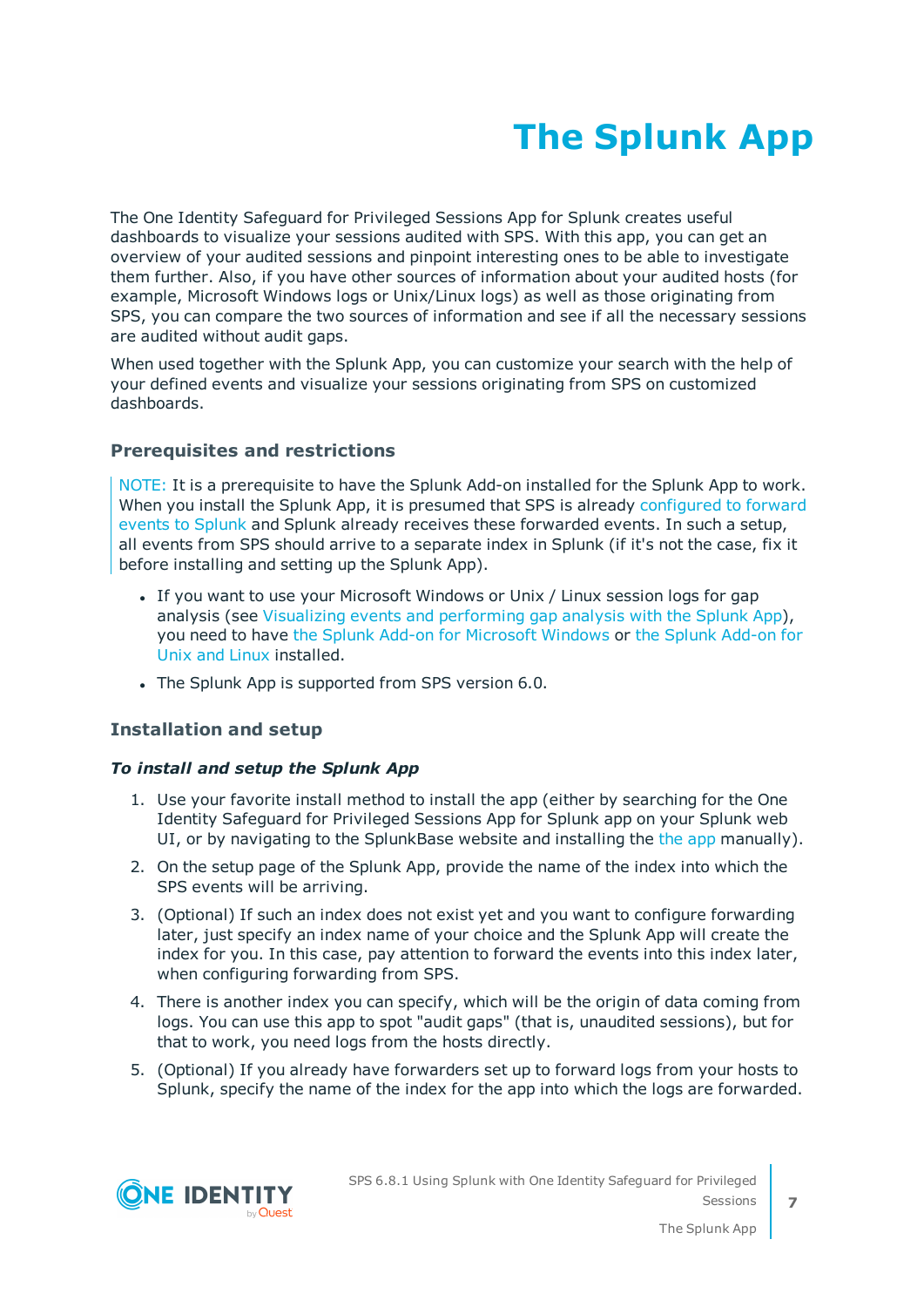# The Splunk App

The One Identity Safeguard for Privileged Sessions App for Splunk creates useful dashboards to visualize your sessions audited with SPS. With this app, you can get an overview of your audited sessions and pinpoint interesting ones to be able to investigate them further. Also, if you have other sources of information about your audited hosts (for example, Microsoft Windows logs or Unix/Linux logs) as well as those originating from SPS, you can compare the two sources of information and see if all the necessary sessions are audited without audit gaps.

When used together with the Splunk App, you can customize your search with the help of your defined events and visualize your sessions originating from SPS on customized dashboards.

## Prerequisites and restrictions

NOTE: It is a prerequisite to have the Splunk Add-on installed for the Splunk App to work. When you install the Splunk App, it is presumed that SPS is already configured to forward events to Splunk and Splunk already receives these forwarded events. In such a setup, all events from SPS should arrive to a separate index in Splunk (if it's not the case, fix it before installing and setting up the Splunk App).

- If you want to use your Microsoft Windows or Unix / Linux session logs for gap analysis (see Visualizing events and performing gap analysis with the Splunk App), you need to have the Splunk Add-on for Microsoft Windows or the Splunk Add-on for Unix and Linux installed.
- The Splunk App is supported from SPS version 6.0.

## Installation and setup

***To install and setup the Splunk App***

1. Use your favorite install method to install the app (either by searching for the One Identity Safeguard for Privileged Sessions App for Splunk app on your Splunk web UI, or by navigating to the SplunkBase website and installing the the app manually).
2. On the setup page of the Splunk App, provide the name of the index into which the SPS events will be arriving.
3. (Optional) If such an index does not exist yet and you want to configure forwarding later, just specify an index name of your choice and the Splunk App will create the index for you. In this case, pay attention to forward the events into this index later, when configuring forwarding from SPS.
4. There is another index you can specify, which will be the origin of data coming from logs. You can use this app to spot "audit gaps" (that is, unaudited sessions), but for that to work, you need logs from the hosts directly.
5. (Optional) If you already have forwarders set up to forward logs from your hosts to Splunk, specify the name of the index for the app into which the logs are forwarded.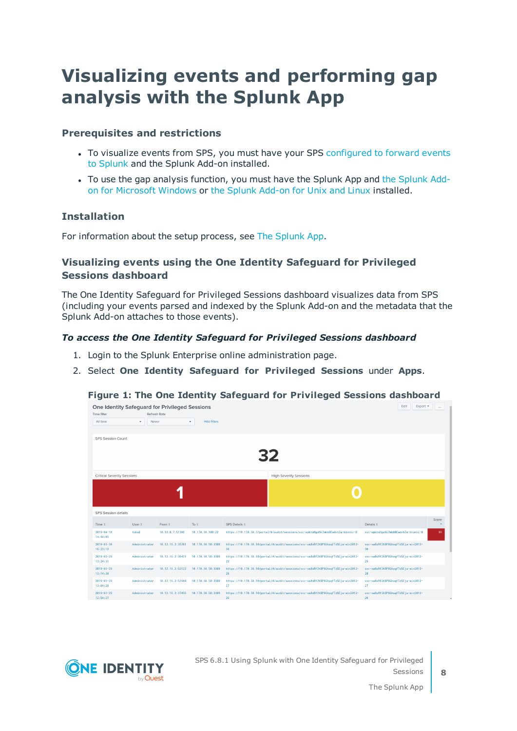# Visualizing events and performing gap analysis with the Splunk App

## Prerequisites and restrictions

- To visualize events from SPS, you must have your SPS configured to forward events to Splunk and the Splunk Add-on installed.
- To use the gap analysis function, you must have the Splunk App and the Splunk Add-on for Microsoft Windows or the Splunk Add-on for Unix and Linux installed.

## Installation

For information about the setup process, see The Splunk App.

## Visualizing events using the One Identity Safeguard for Privileged Sessions dashboard

The One Identity Safeguard for Privileged Sessions dashboard visualizes data from SPS (including your events parsed and indexed by the Splunk Add-on and the metadata that the Splunk Add-on attaches to those events).

### *To access the One Identity Safeguard for Privileged Sessions dashboard*

1. Login to the Splunk Enterprise online administration page.
2. Select **One Identity Safeguard for Privileged Sessions** under **Apps**.

**Figure 1: The One Identity Safeguard for Privileged Sessions dashboard**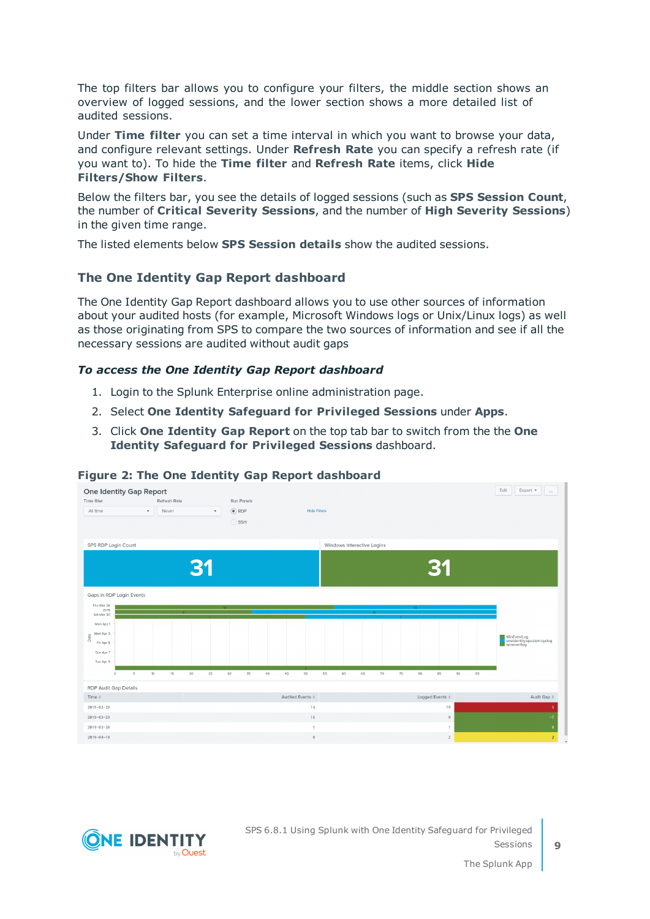The top filters bar allows you to configure your filters, the middle section shows an overview of logged sessions, and the lower section shows a more detailed list of audited sessions.

Under **Time filter** you can set a time interval in which you want to browse your data, and configure relevant settings. Under **Refresh Rate** you can specify a refresh rate (if you want to). To hide the **Time filter** and **Refresh Rate** items, click **Hide Filters/Show Filters**.

Below the filters bar, you see the details of logged sessions (such as **SPS Session Count**, the number of **Critical Severity Sessions**, and the number of **High Severity Sessions**) in the given time range.

The listed elements below **SPS Session details** show the audited sessions.

## The One Identity Gap Report dashboard

The One Identity Gap Report dashboard allows you to use other sources of information about your audited hosts (for example, Microsoft Windows logs or Unix/Linux logs) as well as those originating from SPS to compare the two sources of information and see if all the necessary sessions are audited without audit gaps

### *To access the One Identity Gap Report dashboard*

1. Login to the Splunk Enterprise online administration page.
2. Select **One Identity Safeguard for Privileged Sessions** under **Apps**.
3. Click **One Identity Gap Report** on the top tab bar to switch from the the **One Identity Safeguard for Privileged Sessions** dashboard.

**Figure 2: The One Identity Gap Report dashboard**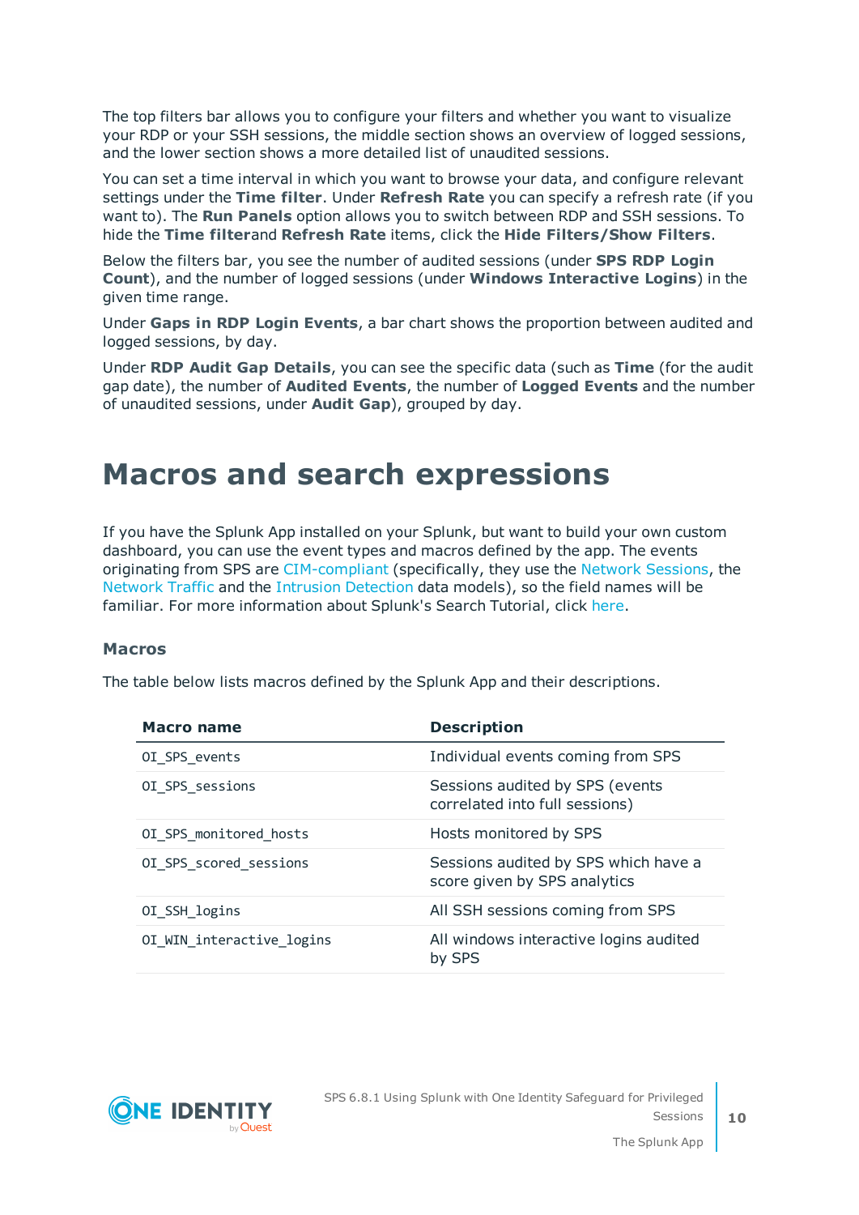The top filters bar allows you to configure your filters and whether you want to visualize your RDP or your SSH sessions, the middle section shows an overview of logged sessions, and the lower section shows a more detailed list of unaudited sessions.

You can set a time interval in which you want to browse your data, and configure relevant settings under the **Time filter**. Under **Refresh Rate** you can specify a refresh rate (if you want to). The **Run Panels** option allows you to switch between RDP and SSH sessions. To hide the **Time filter**and **Refresh Rate** items, click the **Hide Filters/Show Filters**.

Below the filters bar, you see the number of audited sessions (under **SPS RDP Login Count**), and the number of logged sessions (under **Windows Interactive Logins**) in the given time range.

Under **Gaps in RDP Login Events**, a bar chart shows the proportion between audited and logged sessions, by day.

Under **RDP Audit Gap Details**, you can see the specific data (such as **Time** (for the audit gap date), the number of **Audited Events**, the number of **Logged Events** and the number of unaudited sessions, under **Audit Gap**), grouped by day.

# Macros and search expressions

If you have the Splunk App installed on your Splunk, but want to build your own custom dashboard, you can use the event types and macros defined by the app. The events originating from SPS are CIM-compliant (specifically, they use the Network Sessions, the Network Traffic and the Intrusion Detection data models), so the field names will be familiar. For more information about Splunk's Search Tutorial, click here.

### Macros

The table below lists macros defined by the Splunk App and their descriptions.

| Macro name | Description |
| --- | --- |
| `OI_SPS_events` | Individual events coming from SPS |
| `OI_SPS_sessions` | Sessions audited by SPS (events correlated into full sessions) |
| `OI_SPS_monitored_hosts` | Hosts monitored by SPS |
| `OI_SPS_scored_sessions` | Sessions audited by SPS which have a score given by SPS analytics |
| `OI_SSH_logins` | All SSH sessions coming from SPS |
| `OI_WIN_interactive_logins` | All windows interactive logins audited by SPS |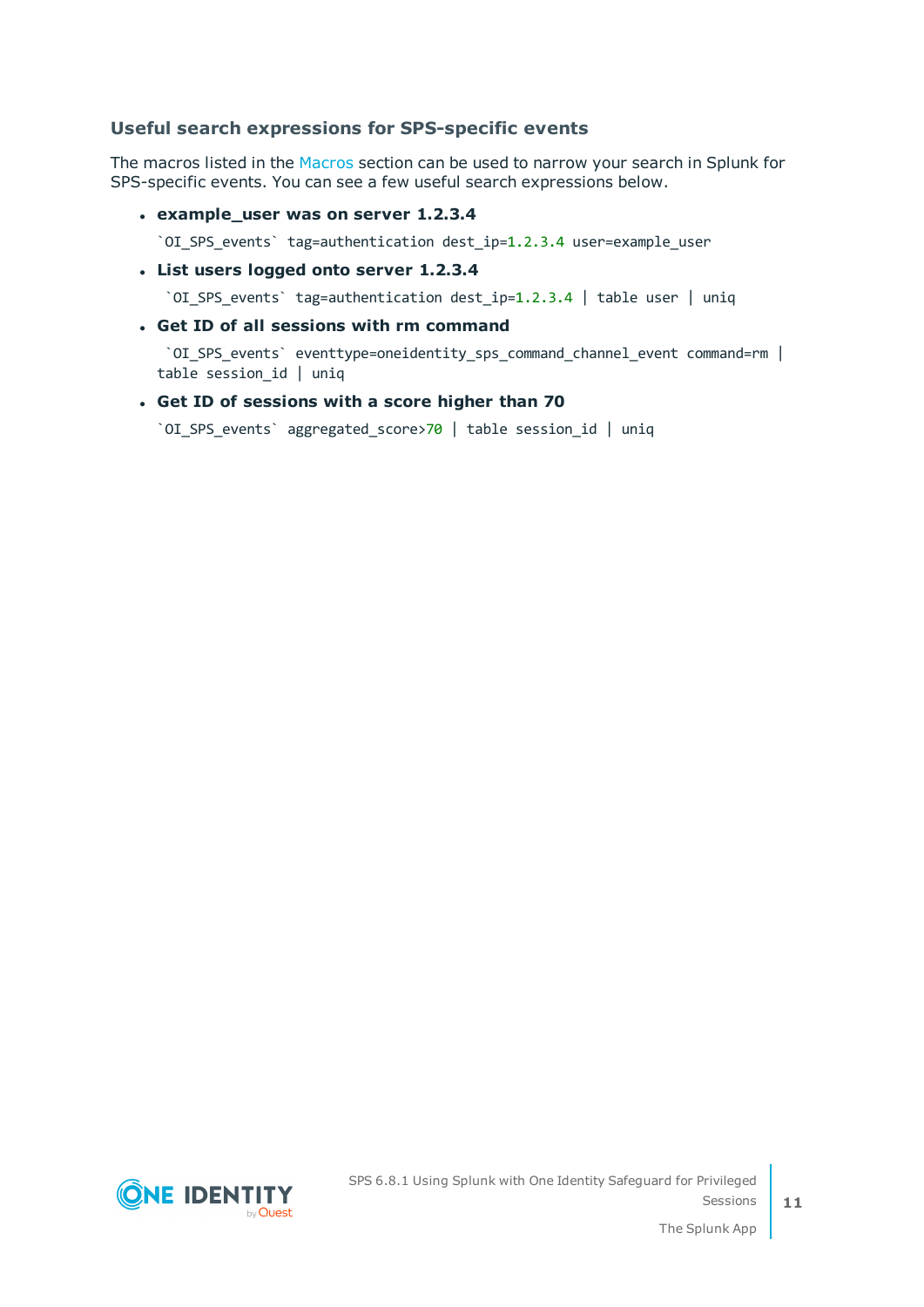### Useful search expressions for SPS-specific events

The macros listed in the Macros section can be used to narrow your search in Splunk for SPS-specific events. You can see a few useful search expressions below.

- **example_user was on server 1.2.3.4**

  ```
  `OI_SPS_events` tag=authentication dest_ip=1.2.3.4 user=example_user
  ```

- **List users logged onto server 1.2.3.4**

  ```
  `OI_SPS_events` tag=authentication dest_ip=1.2.3.4 | table user | uniq
  ```

- **Get ID of all sessions with rm command**

  ```
  `OI_SPS_events` eventtype=oneidentity_sps_command_channel_event command=rm |
  table session_id | uniq
  ```

- **Get ID of sessions with a score higher than 70**

  ```
  `OI_SPS_events` aggregated_score>70 | table session_id | uniq
  ```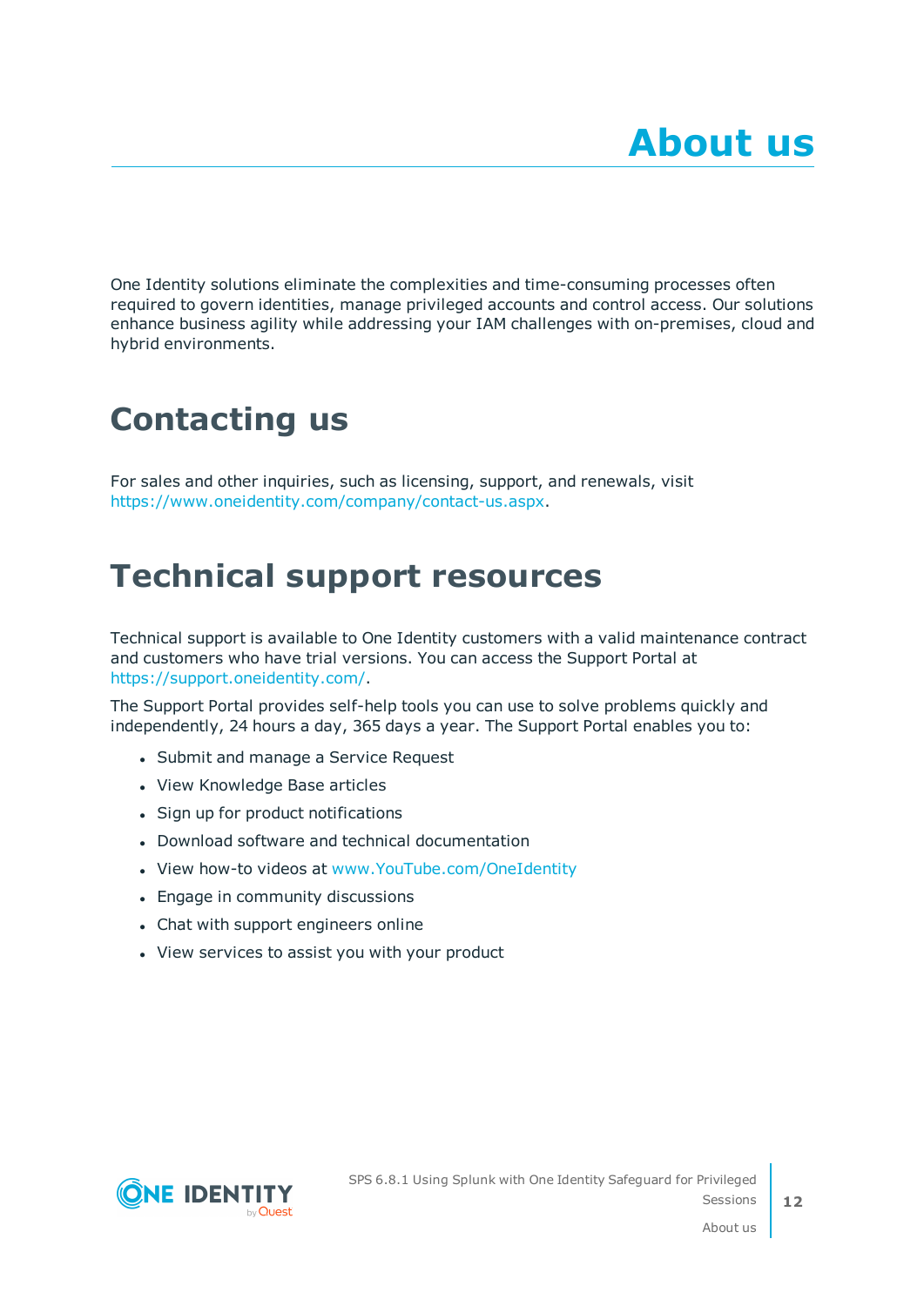# About us

One Identity solutions eliminate the complexities and time-consuming processes often required to govern identities, manage privileged accounts and control access. Our solutions enhance business agility while addressing your IAM challenges with on-premises, cloud and hybrid environments.

## Contacting us

For sales and other inquiries, such as licensing, support, and renewals, visit https://www.oneidentity.com/company/contact-us.aspx.

## Technical support resources

Technical support is available to One Identity customers with a valid maintenance contract and customers who have trial versions. You can access the Support Portal at https://support.oneidentity.com/.

The Support Portal provides self-help tools you can use to solve problems quickly and independently, 24 hours a day, 365 days a year. The Support Portal enables you to:

- Submit and manage a Service Request
- View Knowledge Base articles
- Sign up for product notifications
- Download software and technical documentation
- View how-to videos at www.YouTube.com/OneIdentity
- Engage in community discussions
- Chat with support engineers online
- View services to assist you with your product